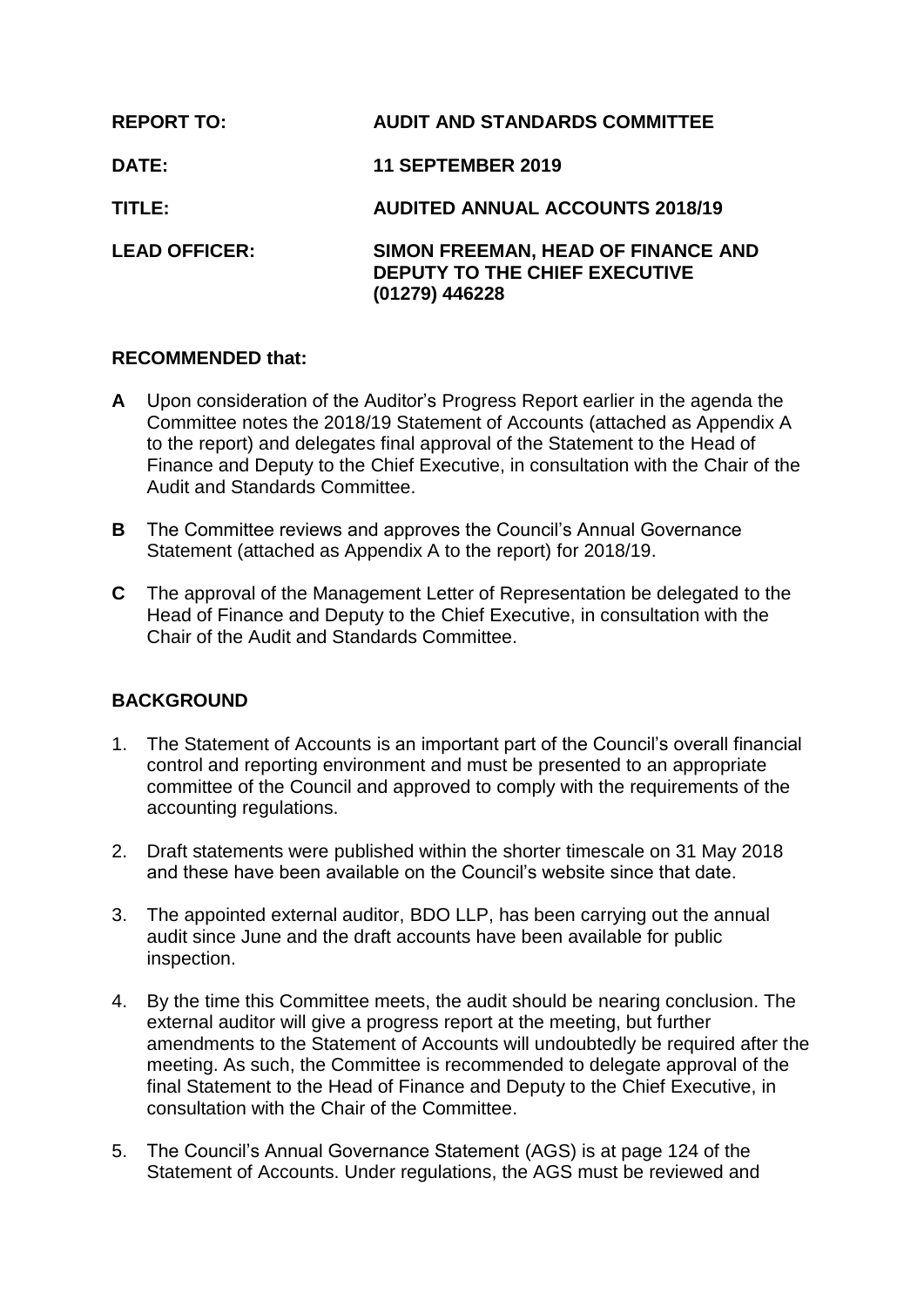| | |
|---|---|
| **REPORT TO:** | **AUDIT AND STANDARDS COMMITTEE** |
| **DATE:** | **11 SEPTEMBER 2019** |
| **TITLE:** | **AUDITED ANNUAL ACCOUNTS 2018/19** |
| **LEAD OFFICER:** | **SIMON FREEMAN, HEAD OF FINANCE AND DEPUTY TO THE CHIEF EXECUTIVE (01279) 446228** |

## RECOMMENDED that:

**A** Upon consideration of the Auditor's Progress Report earlier in the agenda the Committee notes the 2018/19 Statement of Accounts (attached as Appendix A to the report) and delegates final approval of the Statement to the Head of Finance and Deputy to the Chief Executive, in consultation with the Chair of the Audit and Standards Committee.

**B** The Committee reviews and approves the Council's Annual Governance Statement (attached as Appendix A to the report) for 2018/19.

**C** The approval of the Management Letter of Representation be delegated to the Head of Finance and Deputy to the Chief Executive, in consultation with the Chair of the Audit and Standards Committee.

## BACKGROUND

1. The Statement of Accounts is an important part of the Council's overall financial control and reporting environment and must be presented to an appropriate committee of the Council and approved to comply with the requirements of the accounting regulations.

2. Draft statements were published within the shorter timescale on 31 May 2018 and these have been available on the Council's website since that date.

3. The appointed external auditor, BDO LLP, has been carrying out the annual audit since June and the draft accounts have been available for public inspection.

4. By the time this Committee meets, the audit should be nearing conclusion. The external auditor will give a progress report at the meeting, but further amendments to the Statement of Accounts will undoubtedly be required after the meeting. As such, the Committee is recommended to delegate approval of the final Statement to the Head of Finance and Deputy to the Chief Executive, in consultation with the Chair of the Committee.

5. The Council's Annual Governance Statement (AGS) is at page 124 of the Statement of Accounts. Under regulations, the AGS must be reviewed and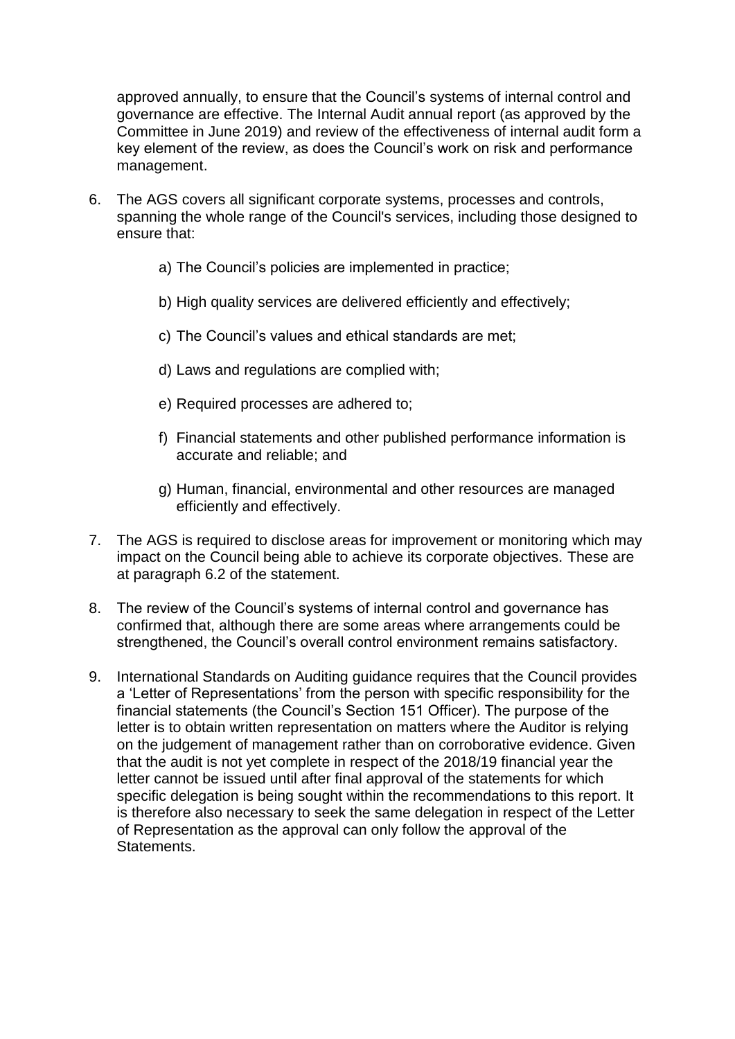approved annually, to ensure that the Council's systems of internal control and governance are effective. The Internal Audit annual report (as approved by the Committee in June 2019) and review of the effectiveness of internal audit form a key element of the review, as does the Council's work on risk and performance management.

6. The AGS covers all significant corporate systems, processes and controls, spanning the whole range of the Council's services, including those designed to ensure that:

   a) The Council's policies are implemented in practice;

   b) High quality services are delivered efficiently and effectively;

   c) The Council's values and ethical standards are met;

   d) Laws and regulations are complied with;

   e) Required processes are adhered to;

   f) Financial statements and other published performance information is accurate and reliable; and

   g) Human, financial, environmental and other resources are managed efficiently and effectively.

7. The AGS is required to disclose areas for improvement or monitoring which may impact on the Council being able to achieve its corporate objectives. These are at paragraph 6.2 of the statement.

8. The review of the Council's systems of internal control and governance has confirmed that, although there are some areas where arrangements could be strengthened, the Council's overall control environment remains satisfactory.

9. International Standards on Auditing guidance requires that the Council provides a 'Letter of Representations' from the person with specific responsibility for the financial statements (the Council's Section 151 Officer). The purpose of the letter is to obtain written representation on matters where the Auditor is relying on the judgement of management rather than on corroborative evidence. Given that the audit is not yet complete in respect of the 2018/19 financial year the letter cannot be issued until after final approval of the statements for which specific delegation is being sought within the recommendations to this report. It is therefore also necessary to seek the same delegation in respect of the Letter of Representation as the approval can only follow the approval of the Statements.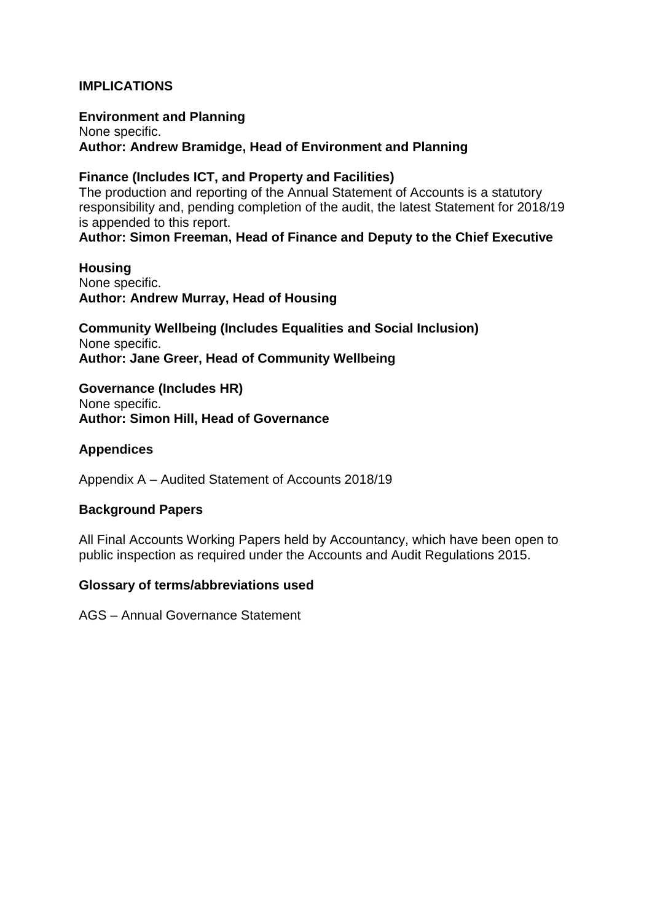## IMPLICATIONS

**Environment and Planning**
None specific.
**Author: Andrew Bramidge, Head of Environment and Planning**

**Finance (Includes ICT, and Property and Facilities)**
The production and reporting of the Annual Statement of Accounts is a statutory responsibility and, pending completion of the audit, the latest Statement for 2018/19 is appended to this report.
**Author: Simon Freeman, Head of Finance and Deputy to the Chief Executive**

**Housing**
None specific.
**Author: Andrew Murray, Head of Housing**

**Community Wellbeing (Includes Equalities and Social Inclusion)**
None specific.
**Author: Jane Greer, Head of Community Wellbeing**

**Governance (Includes HR)**
None specific.
**Author: Simon Hill, Head of Governance**

### Appendices

Appendix A – Audited Statement of Accounts 2018/19

### Background Papers

All Final Accounts Working Papers held by Accountancy, which have been open to public inspection as required under the Accounts and Audit Regulations 2015.

### Glossary of terms/abbreviations used

AGS – Annual Governance Statement